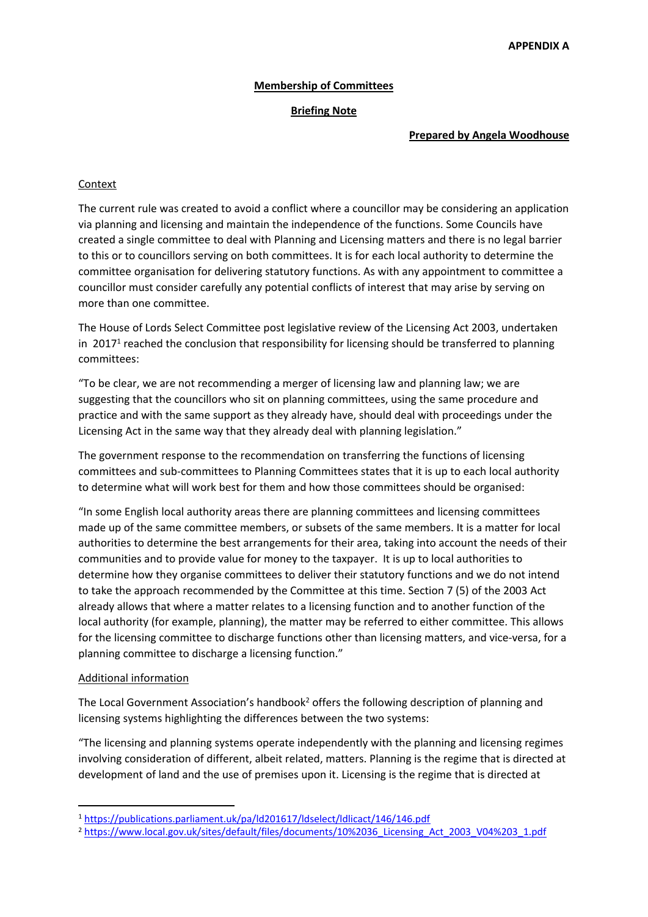**APPENDIX A**

**Membership of Committees**

**Briefing Note**

**Prepared by Angela Woodhouse**

Context

The current rule was created to avoid a conflict where a councillor may be considering an application via planning and licensing and maintain the independence of the functions. Some Councils have created a single committee to deal with Planning and Licensing matters and there is no legal barrier to this or to councillors serving on both committees. It is for each local authority to determine the committee organisation for delivering statutory functions. As with any appointment to committee a councillor must consider carefully any potential conflicts of interest that may arise by serving on more than one committee.

The House of Lords Select Committee post legislative review of the Licensing Act 2003, undertaken in 2017[1] reached the conclusion that responsibility for licensing should be transferred to planning committees:

"To be clear, we are not recommending a merger of licensing law and planning law; we are suggesting that the councillors who sit on planning committees, using the same procedure and practice and with the same support as they already have, should deal with proceedings under the Licensing Act in the same way that they already deal with planning legislation."

The government response to the recommendation on transferring the functions of licensing committees and sub-committees to Planning Committees states that it is up to each local authority to determine what will work best for them and how those committees should be organised:

"In some English local authority areas there are planning committees and licensing committees made up of the same committee members, or subsets of the same members. It is a matter for local authorities to determine the best arrangements for their area, taking into account the needs of their communities and to provide value for money to the taxpayer. It is up to local authorities to determine how they organise committees to deliver their statutory functions and we do not intend to take the approach recommended by the Committee at this time. Section 7 (5) of the 2003 Act already allows that where a matter relates to a licensing function and to another function of the local authority (for example, planning), the matter may be referred to either committee. This allows for the licensing committee to discharge functions other than licensing matters, and vice-versa, for a planning committee to discharge a licensing function."

Additional information

The Local Government Association's handbook[2] offers the following description of planning and licensing systems highlighting the differences between the two systems:

"The licensing and planning systems operate independently with the planning and licensing regimes involving consideration of different, albeit related, matters. Planning is the regime that is directed at development of land and the use of premises upon it. Licensing is the regime that is directed at

---

[1] https://publications.parliament.uk/pa/ld201617/ldselect/ldlicact/146/146.pdf

[2] https://www.local.gov.uk/sites/default/files/documents/10%2036_Licensing_Act_2003_V04%203_1.pdf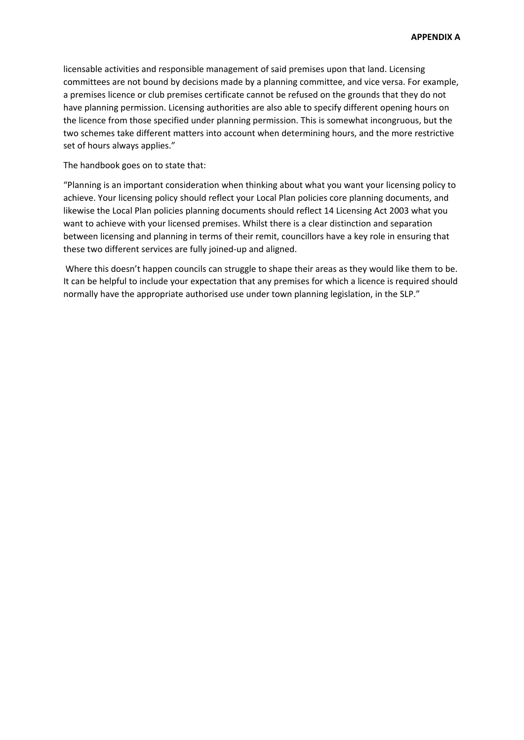licensable activities and responsible management of said premises upon that land. Licensing committees are not bound by decisions made by a planning committee, and vice versa. For example, a premises licence or club premises certificate cannot be refused on the grounds that they do not have planning permission. Licensing authorities are also able to specify different opening hours on the licence from those specified under planning permission. This is somewhat incongruous, but the two schemes take different matters into account when determining hours, and the more restrictive set of hours always applies."

The handbook goes on to state that:

"Planning is an important consideration when thinking about what you want your licensing policy to achieve. Your licensing policy should reflect your Local Plan policies core planning documents, and likewise the Local Plan policies planning documents should reflect 14 Licensing Act 2003 what you want to achieve with your licensed premises. Whilst there is a clear distinction and separation between licensing and planning in terms of their remit, councillors have a key role in ensuring that these two different services are fully joined-up and aligned.

Where this doesn't happen councils can struggle to shape their areas as they would like them to be. It can be helpful to include your expectation that any premises for which a licence is required should normally have the appropriate authorised use under town planning legislation, in the SLP."